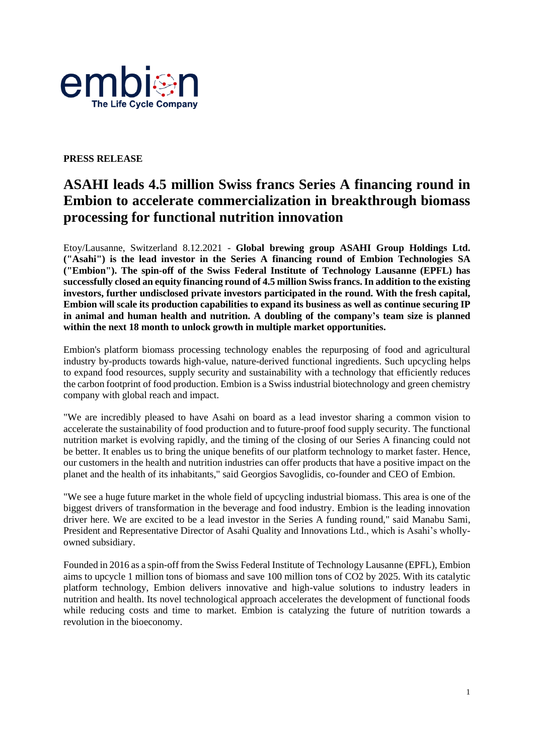embion
The Life Cycle Company

**PRESS RELEASE**

# ASAHI leads 4.5 million Swiss francs Series A financing round in Embion to accelerate commercialization in breakthrough biomass processing for functional nutrition innovation

Etoy/Lausanne, Switzerland 8.12.2021 - **Global brewing group ASAHI Group Holdings Ltd. ("Asahi") is the lead investor in the Series A financing round of Embion Technologies SA ("Embion"). The spin-off of the Swiss Federal Institute of Technology Lausanne (EPFL) has successfully closed an equity financing round of 4.5 million Swiss francs. In addition to the existing investors, further undisclosed private investors participated in the round. With the fresh capital, Embion will scale its production capabilities to expand its business as well as continue securing IP in animal and human health and nutrition. A doubling of the company's team size is planned within the next 18 month to unlock growth in multiple market opportunities.**

Embion's platform biomass processing technology enables the repurposing of food and agricultural industry by-products towards high-value, nature-derived functional ingredients. Such upcycling helps to expand food resources, supply security and sustainability with a technology that efficiently reduces the carbon footprint of food production. Embion is a Swiss industrial biotechnology and green chemistry company with global reach and impact.

"We are incredibly pleased to have Asahi on board as a lead investor sharing a common vision to accelerate the sustainability of food production and to future-proof food supply security. The functional nutrition market is evolving rapidly, and the timing of the closing of our Series A financing could not be better. It enables us to bring the unique benefits of our platform technology to market faster. Hence, our customers in the health and nutrition industries can offer products that have a positive impact on the planet and the health of its inhabitants," said Georgios Savoglidis, co-founder and CEO of Embion.

"We see a huge future market in the whole field of upcycling industrial biomass. This area is one of the biggest drivers of transformation in the beverage and food industry. Embion is the leading innovation driver here. We are excited to be a lead investor in the Series A funding round," said Manabu Sami, President and Representative Director of Asahi Quality and Innovations Ltd., which is Asahi's wholly-owned subsidiary.

Founded in 2016 as a spin-off from the Swiss Federal Institute of Technology Lausanne (EPFL), Embion aims to upcycle 1 million tons of biomass and save 100 million tons of $CO_2$ by 2025. With its catalytic platform technology, Embion delivers innovative and high-value solutions to industry leaders in nutrition and health. Its novel technological approach accelerates the development of functional foods while reducing costs and time to market. Embion is catalyzing the future of nutrition towards a revolution in the bioeconomy.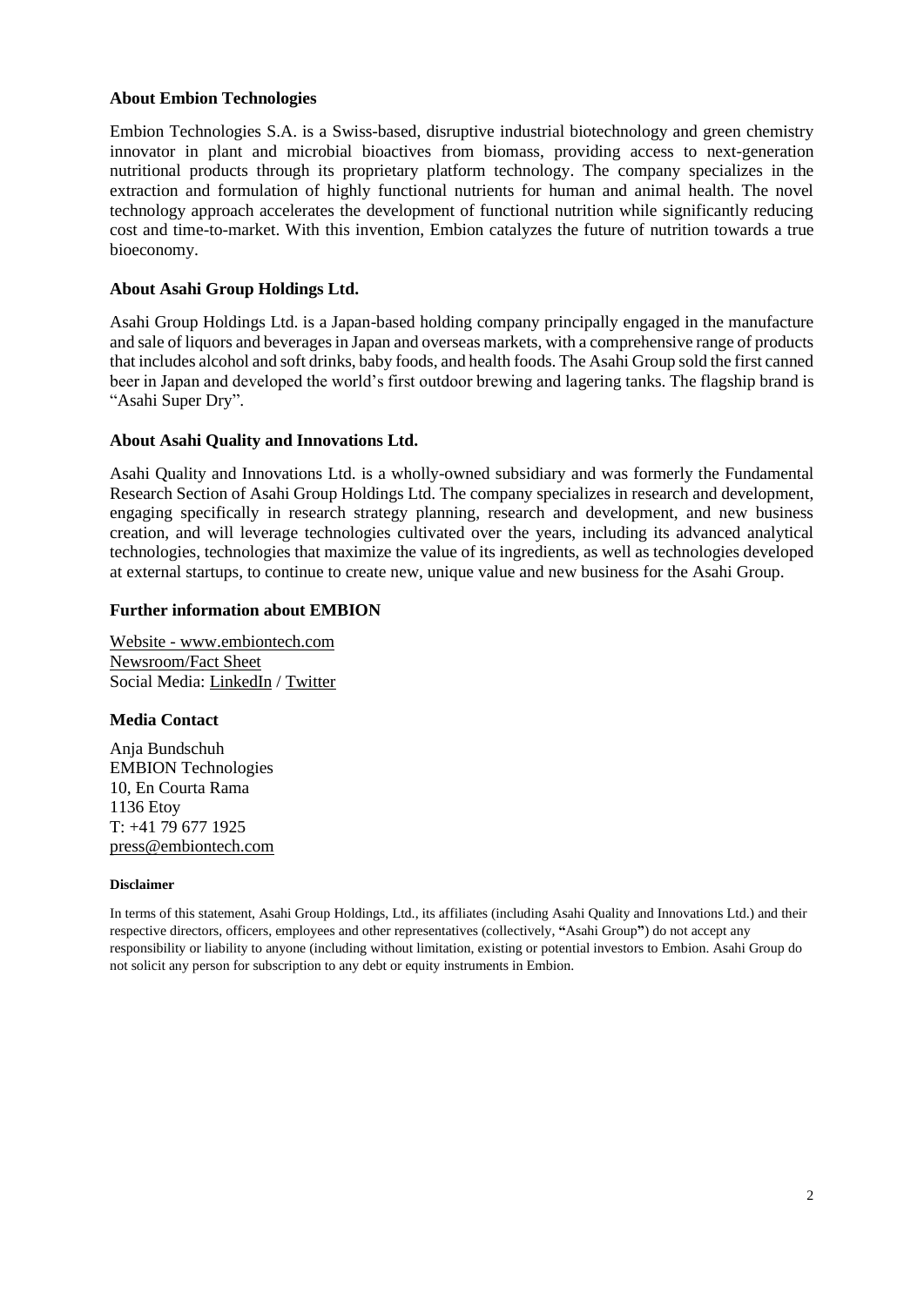### About Embion Technologies

Embion Technologies S.A. is a Swiss-based, disruptive industrial biotechnology and green chemistry innovator in plant and microbial bioactives from biomass, providing access to next-generation nutritional products through its proprietary platform technology. The company specializes in the extraction and formulation of highly functional nutrients for human and animal health. The novel technology approach accelerates the development of functional nutrition while significantly reducing cost and time-to-market. With this invention, Embion catalyzes the future of nutrition towards a true bioeconomy.

### About Asahi Group Holdings Ltd.

Asahi Group Holdings Ltd. is a Japan-based holding company principally engaged in the manufacture and sale of liquors and beverages in Japan and overseas markets, with a comprehensive range of products that includes alcohol and soft drinks, baby foods, and health foods. The Asahi Group sold the first canned beer in Japan and developed the world's first outdoor brewing and lagering tanks. The flagship brand is "Asahi Super Dry".

### About Asahi Quality and Innovations Ltd.

Asahi Quality and Innovations Ltd. is a wholly-owned subsidiary and was formerly the Fundamental Research Section of Asahi Group Holdings Ltd. The company specializes in research and development, engaging specifically in research strategy planning, research and development, and new business creation, and will leverage technologies cultivated over the years, including its advanced analytical technologies, technologies that maximize the value of its ingredients, as well as technologies developed at external startups, to continue to create new, unique value and new business for the Asahi Group.

### Further information about EMBION

Website - www.embiontech.com
Newsroom/Fact Sheet
Social Media: LinkedIn / Twitter

### Media Contact

Anja Bundschuh
EMBION Technologies
10, En Courta Rama
1136 Etoy
T: +41 79 677 1925
press@embiontech.com

**Disclaimer**

In terms of this statement, Asahi Group Holdings, Ltd., its affiliates (including Asahi Quality and Innovations Ltd.) and their respective directors, officers, employees and other representatives (collectively, **"**Asahi Group**"**) do not accept any responsibility or liability to anyone (including without limitation, existing or potential investors to Embion. Asahi Group do not solicit any person for subscription to any debt or equity instruments in Embion.